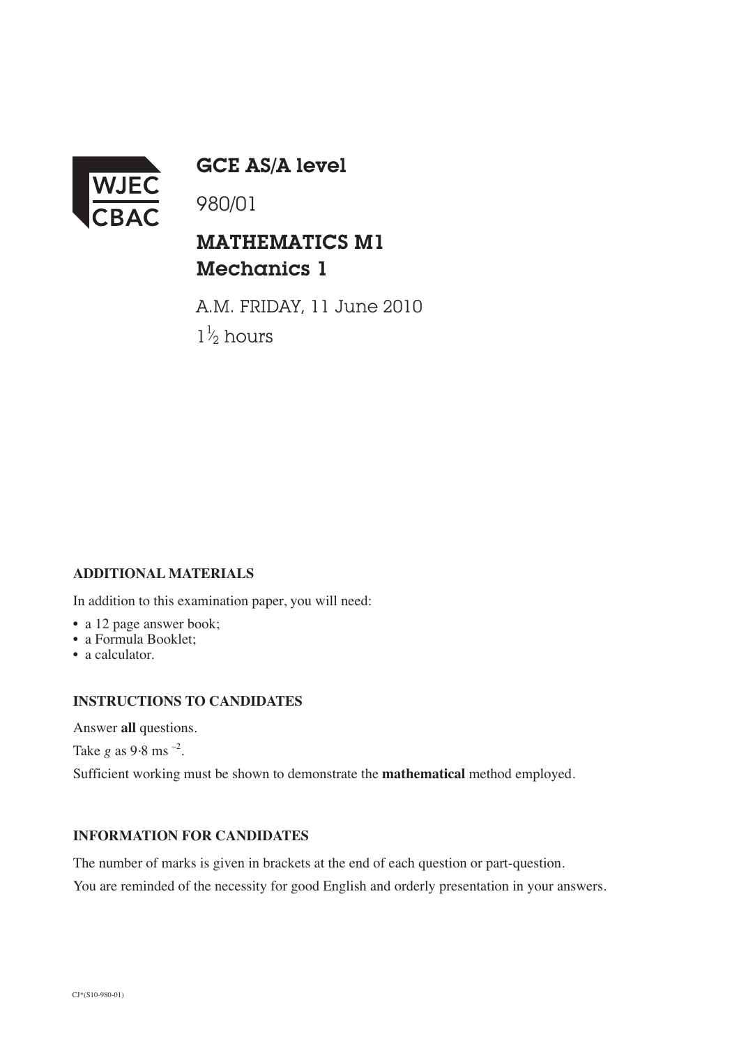WJEC CBAC

# GCE AS/A level

980/01

## MATHEMATICS M1
## Mechanics 1

A.M. FRIDAY, 11 June 2010

$1\frac{1}{2}$ hours

**ADDITIONAL MATERIALS**

In addition to this examination paper, you will need:

- a 12 page answer book;
- a Formula Booklet;
- a calculator.

**INSTRUCTIONS TO CANDIDATES**

Answer **all** questions.

Take $g$ as 9·8 ms $^{-2}$.

Sufficient working must be shown to demonstrate the **mathematical** method employed.

**INFORMATION FOR CANDIDATES**

The number of marks is given in brackets at the end of each question or part-question.

You are reminded of the necessity for good English and orderly presentation in your answers.

CJ*(S10-980-01)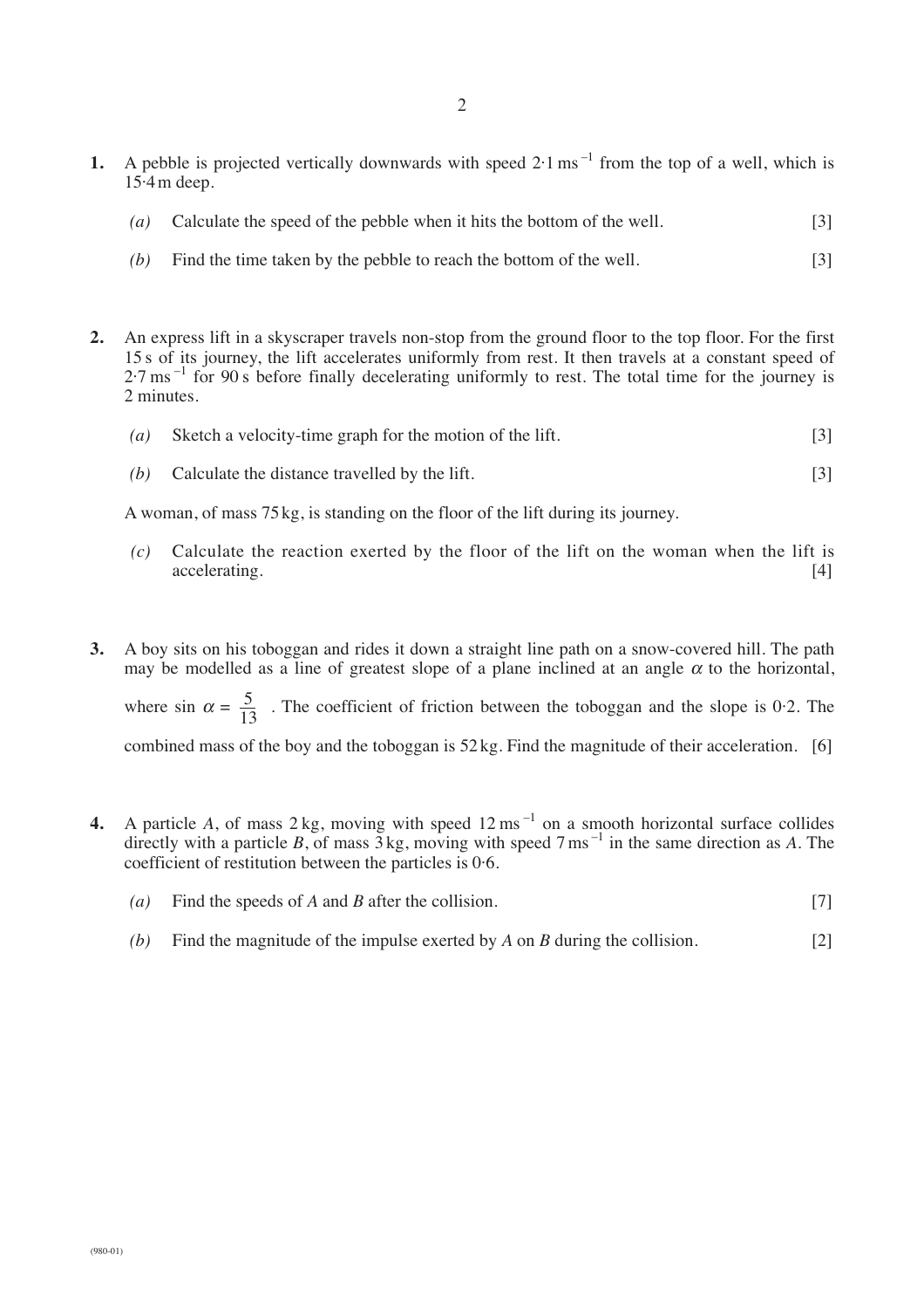1. A pebble is projected vertically downwards with speed $2{\cdot}1\,\text{ms}^{-1}$ from the top of a well, which is $15{\cdot}4\,\text{m}$ deep.

   *(a)* Calculate the speed of the pebble when it hits the bottom of the well. [3]

   *(b)* Find the time taken by the pebble to reach the bottom of the well. [3]

2. An express lift in a skyscraper travels non-stop from the ground floor to the top floor. For the first 15 s of its journey, the lift accelerates uniformly from rest. It then travels at a constant speed of $2{\cdot}7\,\text{ms}^{-1}$ for 90 s before finally decelerating uniformly to rest. The total time for the journey is 2 minutes.

   *(a)* Sketch a velocity-time graph for the motion of the lift. [3]

   *(b)* Calculate the distance travelled by the lift. [3]

   A woman, of mass 75 kg, is standing on the floor of the lift during its journey.

   *(c)* Calculate the reaction exerted by the floor of the lift on the woman when the lift is accelerating. [4]

3. A boy sits on his toboggan and rides it down a straight line path on a snow-covered hill. The path may be modelled as a line of greatest slope of a plane inclined at an angle $\alpha$ to the horizontal, where $\sin \alpha = \dfrac{5}{13}$. The coefficient of friction between the toboggan and the slope is $0{\cdot}2$. The combined mass of the boy and the toboggan is 52 kg. Find the magnitude of their acceleration. [6]

4. A particle $A$, of mass 2 kg, moving with speed $12\,\text{ms}^{-1}$ on a smooth horizontal surface collides directly with a particle $B$, of mass 3 kg, moving with speed $7\,\text{ms}^{-1}$ in the same direction as $A$. The coefficient of restitution between the particles is $0{\cdot}6$.

   *(a)* Find the speeds of $A$ and $B$ after the collision. [7]

   *(b)* Find the magnitude of the impulse exerted by $A$ on $B$ during the collision. [2]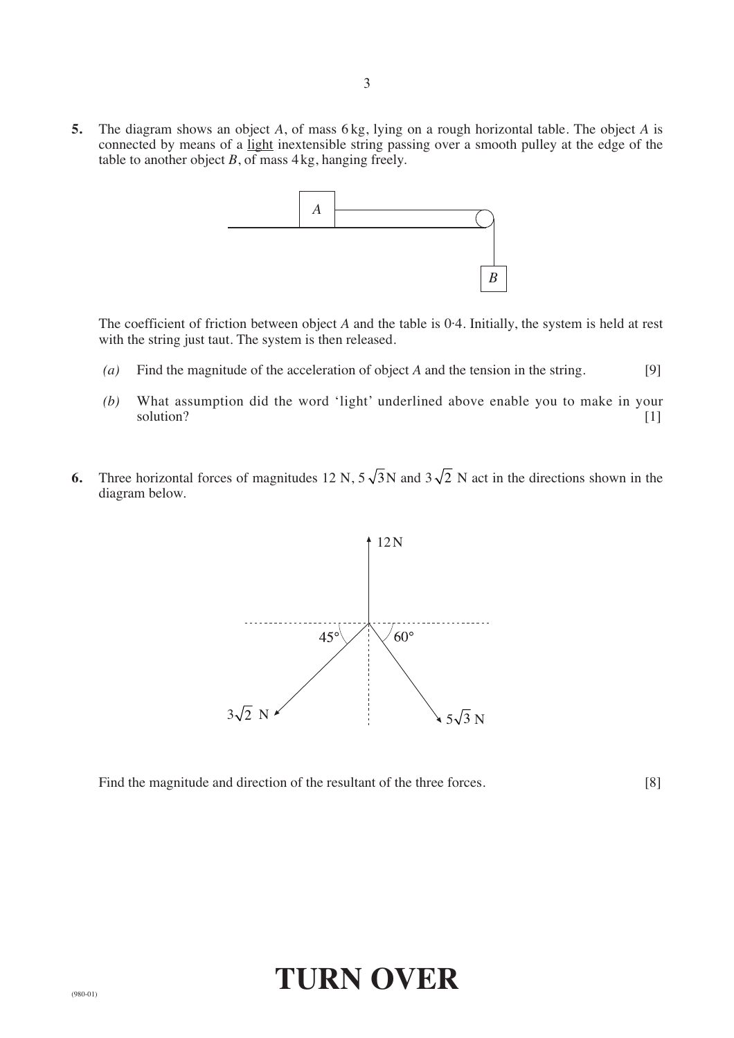**5.** The diagram shows an object *A*, of mass 6 kg, lying on a rough horizontal table. The object *A* is connected by means of a <u>light</u> inextensible string passing over a smooth pulley at the edge of the table to another object *B*, of mass 4 kg, hanging freely.

The coefficient of friction between object *A* and the table is 0·4. Initially, the system is held at rest with the string just taut. The system is then released.

*(a)* Find the magnitude of the acceleration of object *A* and the tension in the string. [9]

*(b)* What assumption did the word 'light' underlined above enable you to make in your solution? [1]

**6.** Three horizontal forces of magnitudes 12 N, $5\sqrt{3}$ N and $3\sqrt{2}$ N act in the directions shown in the diagram below.

Find the magnitude and direction of the resultant of the three forces. [8]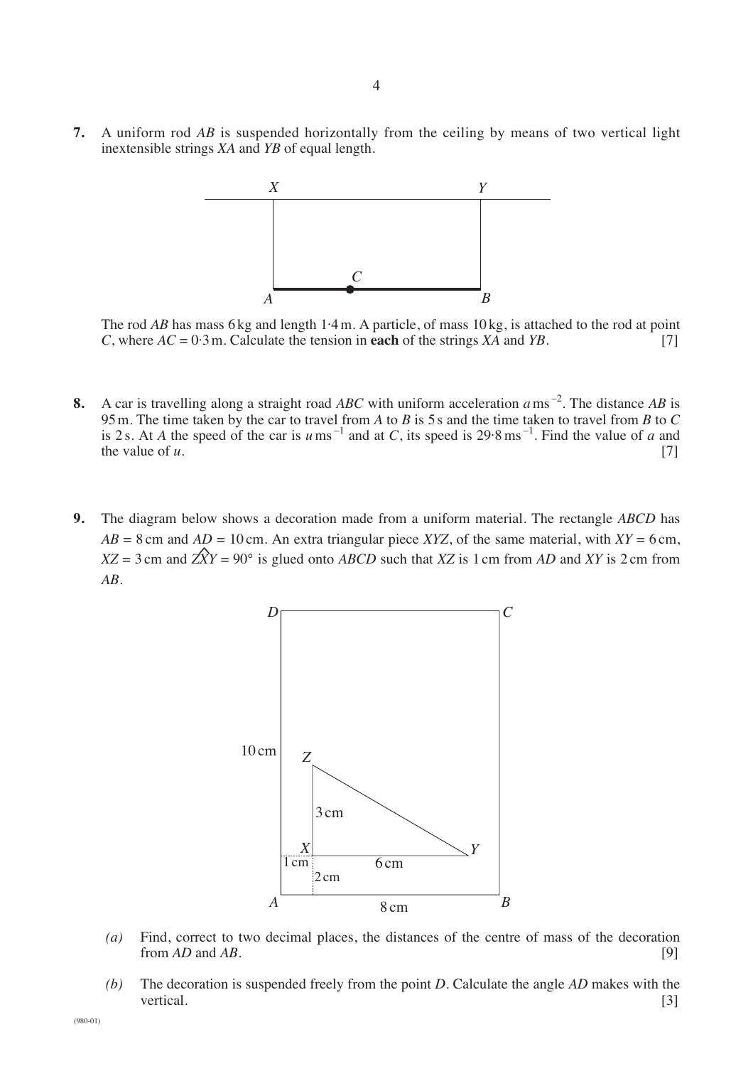**7.** A uniform rod $AB$ is suspended horizontally from the ceiling by means of two vertical light inextensible strings $XA$ and $YB$ of equal length.

X

Y

C

A

B

The rod $AB$ has mass 6 kg and length 1·4 m. A particle, of mass 10 kg, is attached to the rod at point $C$, where $AC = 0{\cdot}3$ m. Calculate the tension in **each** of the strings $XA$ and $YB$. [7]

**8.** A car is travelling along a straight road $ABC$ with uniform acceleration $a\,\text{ms}^{-2}$. The distance $AB$ is 95 m. The time taken by the car to travel from $A$ to $B$ is 5 s and the time taken to travel from $B$ to $C$ is 2 s. At $A$ the speed of the car is $u\,\text{ms}^{-1}$ and at $C$, its speed is $29{\cdot}8\,\text{ms}^{-1}$. Find the value of $a$ and the value of $u$. [7]

**9.** The diagram below shows a decoration made from a uniform material. The rectangle $ABCD$ has $AB = 8$ cm and $AD = 10$ cm. An extra triangular piece $XYZ$, of the same material, with $XY = 6$ cm, $XZ = 3$ cm and $Z\hat{X}Y = 90°$ is glued onto $ABCD$ such that $XZ$ is 1 cm from $AD$ and $XY$ is 2 cm from $AB$.

D

C

10 cm

Z

3 cm

X

Y

1 cm

6 cm

2 cm

A

8 cm

B

*(a)* Find, correct to two decimal places, the distances of the centre of mass of the decoration from $AD$ and $AB$. [9]

*(b)* The decoration is suspended freely from the point $D$. Calculate the angle $AD$ makes with the vertical. [3]

(980-01)